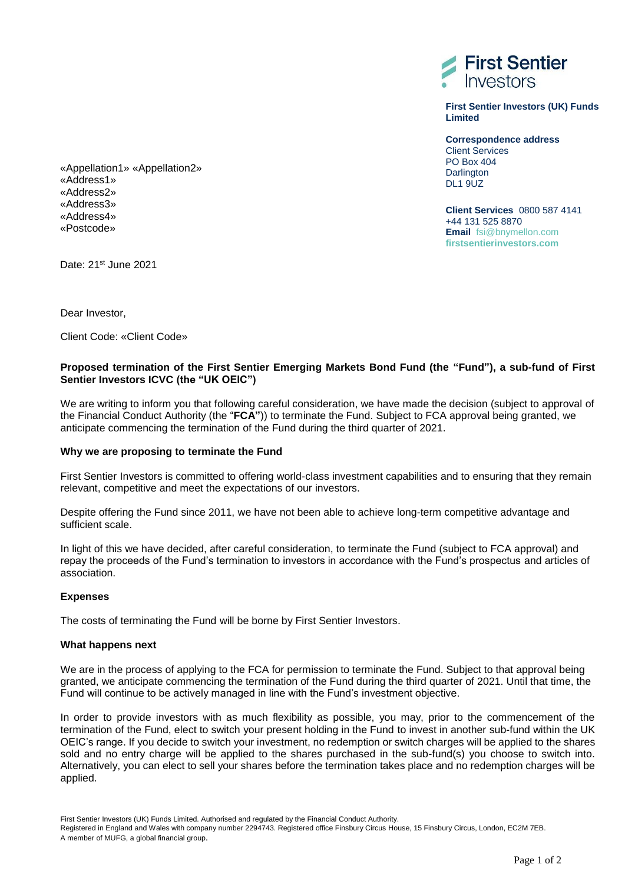**First Sentier Investors**

**First Sentier Investors (UK) Funds Limited**

**Correspondence address**
Client Services
PO Box 404
Darlington
DL1 9UZ

**Client Services** 0800 587 4141
+44 131 525 8870
**Email** fsi@bnymellon.com
**firstsentierinvestors.com**

«Appellation1» «Appellation2»
«Address1»
«Address2»
«Address3»
«Address4»
«Postcode»

Date: 21st June 2021

Dear Investor,

Client Code: «Client Code»

**Proposed termination of the First Sentier Emerging Markets Bond Fund (the "Fund"), a sub-fund of First Sentier Investors ICVC (the "UK OEIC")**

We are writing to inform you that following careful consideration, we have made the decision (subject to approval of the Financial Conduct Authority (the "**FCA**")) to terminate the Fund. Subject to FCA approval being granted, we anticipate commencing the termination of the Fund during the third quarter of 2021.

**Why we are proposing to terminate the Fund**

First Sentier Investors is committed to offering world-class investment capabilities and to ensuring that they remain relevant, competitive and meet the expectations of our investors.

Despite offering the Fund since 2011, we have not been able to achieve long-term competitive advantage and sufficient scale.

In light of this we have decided, after careful consideration, to terminate the Fund (subject to FCA approval) and repay the proceeds of the Fund's termination to investors in accordance with the Fund's prospectus and articles of association.

**Expenses**

The costs of terminating the Fund will be borne by First Sentier Investors.

**What happens next**

We are in the process of applying to the FCA for permission to terminate the Fund. Subject to that approval being granted, we anticipate commencing the termination of the Fund during the third quarter of 2021. Until that time, the Fund will continue to be actively managed in line with the Fund's investment objective.

In order to provide investors with as much flexibility as possible, you may, prior to the commencement of the termination of the Fund, elect to switch your present holding in the Fund to invest in another sub-fund within the UK OEIC's range. If you decide to switch your investment, no redemption or switch charges will be applied to the shares sold and no entry charge will be applied to the shares purchased in the sub-fund(s) you choose to switch into. Alternatively, you can elect to sell your shares before the termination takes place and no redemption charges will be applied.

First Sentier Investors (UK) Funds Limited. Authorised and regulated by the Financial Conduct Authority.
Registered in England and Wales with company number 2294743. Registered office Finsbury Circus House, 15 Finsbury Circus, London, EC2M 7EB.
A member of MUFG, a global financial group.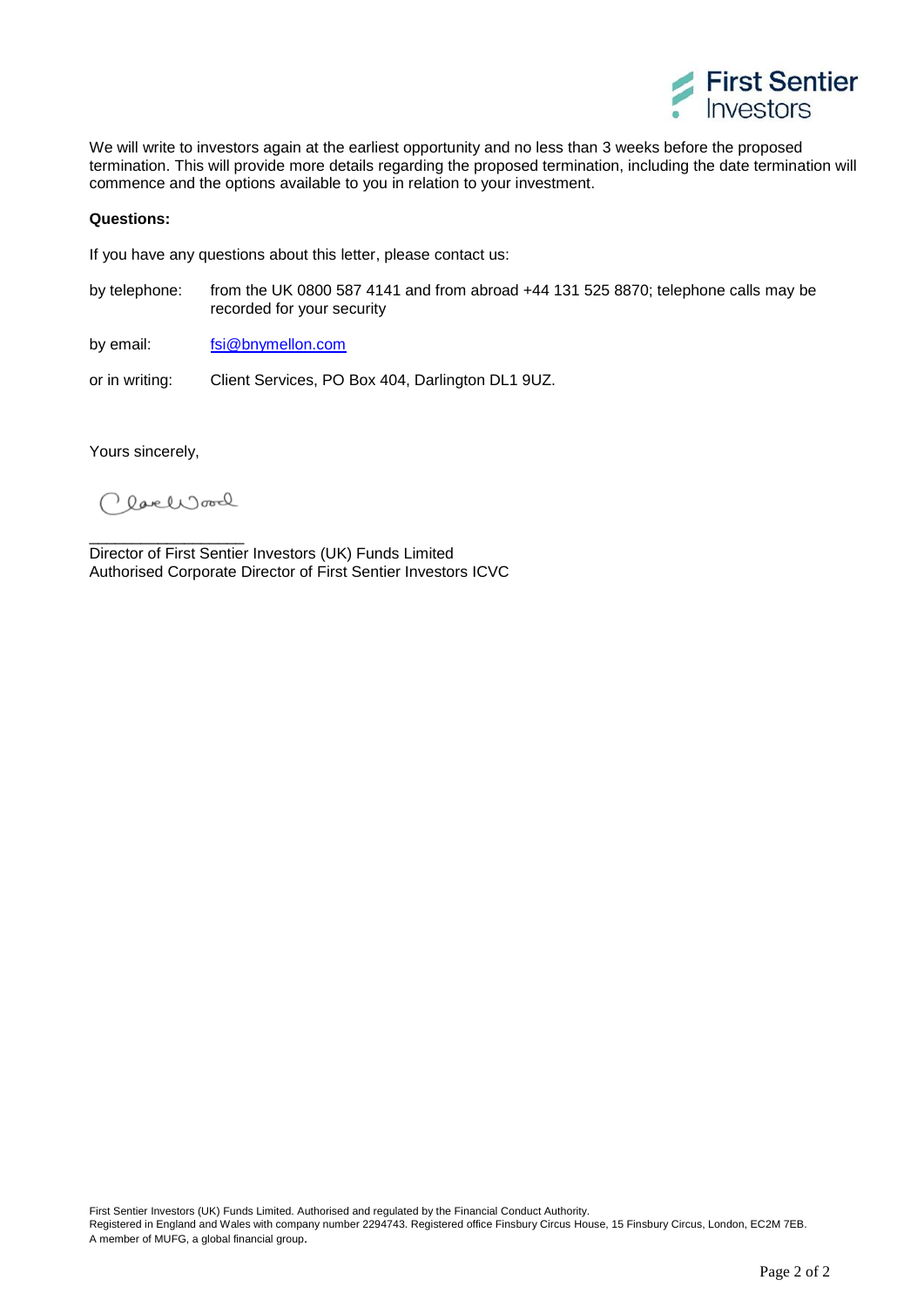We will write to investors again at the earliest opportunity and no less than 3 weeks before the proposed termination. This will provide more details regarding the proposed termination, including the date termination will commence and the options available to you in relation to your investment.

**Questions:**

If you have any questions about this letter, please contact us:

by telephone: from the UK 0800 587 4141 and from abroad +44 131 525 8870; telephone calls may be recorded for your security

by email: fsi@bnymellon.com

or in writing: Client Services, PO Box 404, Darlington DL1 9UZ.

Yours sincerely,

Clare Wood

\_\_\_\_\_\_\_\_\_\_\_\_\_\_\_\_\_\_

Director of First Sentier Investors (UK) Funds Limited
Authorised Corporate Director of First Sentier Investors ICVC

First Sentier Investors (UK) Funds Limited. Authorised and regulated by the Financial Conduct Authority.
Registered in England and Wales with company number 2294743. Registered office Finsbury Circus House, 15 Finsbury Circus, London, EC2M 7EB.
A member of MUFG, a global financial group.